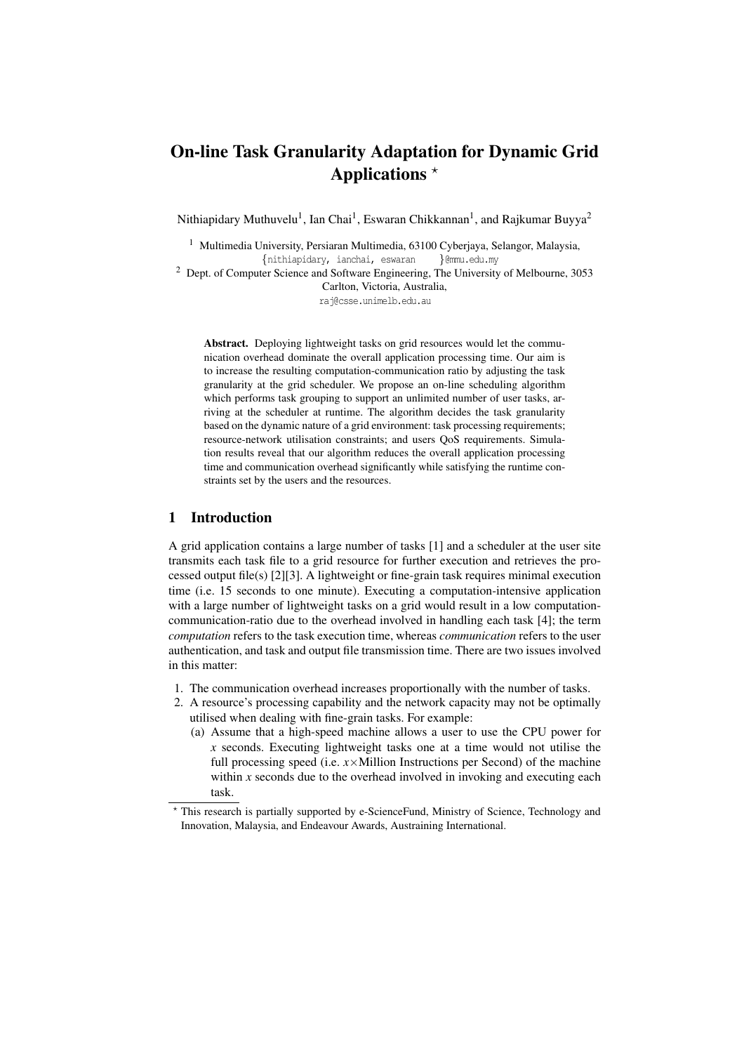# On-line Task Granularity Adaptation for Dynamic Grid Applications *

Nithiapidary Muthuvelu[1], Ian Chai[1], Eswaran Chikkannan[1], and Rajkumar Buyya[2]

[1] Multimedia University, Persiaran Multimedia, 63100 Cyberjaya, Selangor, Malaysia, {nithiapidary, ianchai, eswaran }@mmu.edu.my

[2] Dept. of Computer Science and Software Engineering, The University of Melbourne, 3053 Carlton, Victoria, Australia, raj@csse.unimelb.edu.au

**Abstract.** Deploying lightweight tasks on grid resources would let the communication overhead dominate the overall application processing time. Our aim is to increase the resulting computation-communication ratio by adjusting the task granularity at the grid scheduler. We propose an on-line scheduling algorithm which performs task grouping to support an unlimited number of user tasks, arriving at the scheduler at runtime. The algorithm decides the task granularity based on the dynamic nature of a grid environment: task processing requirements; resource-network utilisation constraints; and users QoS requirements. Simulation results reveal that our algorithm reduces the overall application processing time and communication overhead significantly while satisfying the runtime constraints set by the users and the resources.

## 1 Introduction

A grid application contains a large number of tasks [1] and a scheduler at the user site transmits each task file to a grid resource for further execution and retrieves the processed output file(s) [2][3]. A lightweight or fine-grain task requires minimal execution time (i.e. 15 seconds to one minute). Executing a computation-intensive application with a large number of lightweight tasks on a grid would result in a low computation-communication-ratio due to the overhead involved in handling each task [4]; the term *computation* refers to the task execution time, whereas *communication* refers to the user authentication, and task and output file transmission time. There are two issues involved in this matter:

1. The communication overhead increases proportionally with the number of tasks.
2. A resource's processing capability and the network capacity may not be optimally utilised when dealing with fine-grain tasks. For example:
   (a) Assume that a high-speed machine allows a user to use the CPU power for $x$ seconds. Executing lightweight tasks one at a time would not utilise the full processing speed (i.e. $x \times$Million Instructions per Second) of the machine within $x$ seconds due to the overhead involved in invoking and executing each task.

* This research is partially supported by e-ScienceFund, Ministry of Science, Technology and Innovation, Malaysia, and Endeavour Awards, Austraining International.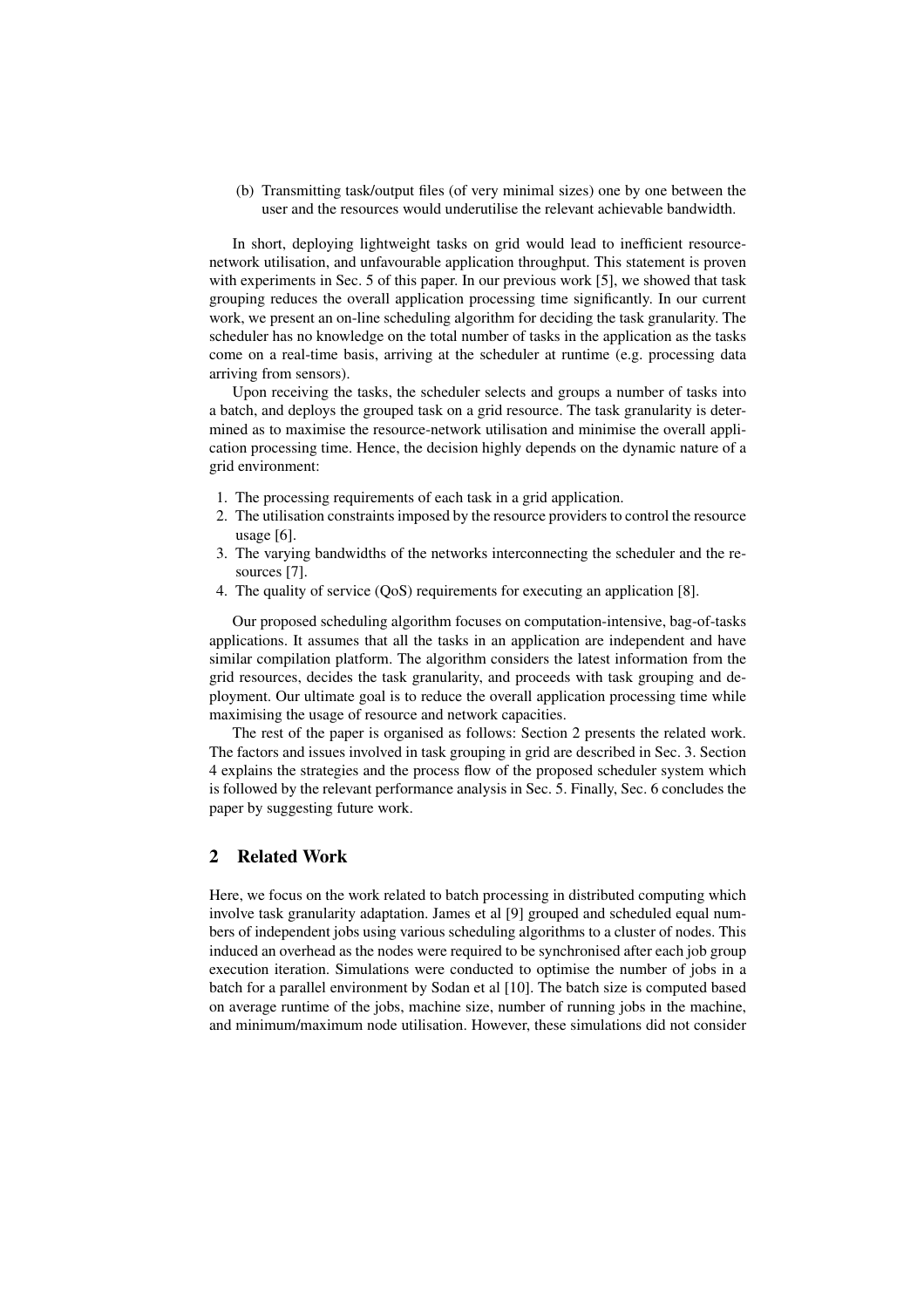(b) Transmitting task/output files (of very minimal sizes) one by one between the user and the resources would underutilise the relevant achievable bandwidth.

In short, deploying lightweight tasks on grid would lead to inefficient resource-network utilisation, and unfavourable application throughput. This statement is proven with experiments in Sec. 5 of this paper. In our previous work [5], we showed that task grouping reduces the overall application processing time significantly. In our current work, we present an on-line scheduling algorithm for deciding the task granularity. The scheduler has no knowledge on the total number of tasks in the application as the tasks come on a real-time basis, arriving at the scheduler at runtime (e.g. processing data arriving from sensors).

Upon receiving the tasks, the scheduler selects and groups a number of tasks into a batch, and deploys the grouped task on a grid resource. The task granularity is determined as to maximise the resource-network utilisation and minimise the overall application processing time. Hence, the decision highly depends on the dynamic nature of a grid environment:

1. The processing requirements of each task in a grid application.
2. The utilisation constraints imposed by the resource providers to control the resource usage [6].
3. The varying bandwidths of the networks interconnecting the scheduler and the resources [7].
4. The quality of service (QoS) requirements for executing an application [8].

Our proposed scheduling algorithm focuses on computation-intensive, bag-of-tasks applications. It assumes that all the tasks in an application are independent and have similar compilation platform. The algorithm considers the latest information from the grid resources, decides the task granularity, and proceeds with task grouping and deployment. Our ultimate goal is to reduce the overall application processing time while maximising the usage of resource and network capacities.

The rest of the paper is organised as follows: Section 2 presents the related work. The factors and issues involved in task grouping in grid are described in Sec. 3. Section 4 explains the strategies and the process flow of the proposed scheduler system which is followed by the relevant performance analysis in Sec. 5. Finally, Sec. 6 concludes the paper by suggesting future work.

## 2 Related Work

Here, we focus on the work related to batch processing in distributed computing which involve task granularity adaptation. James et al [9] grouped and scheduled equal numbers of independent jobs using various scheduling algorithms to a cluster of nodes. This induced an overhead as the nodes were required to be synchronised after each job group execution iteration. Simulations were conducted to optimise the number of jobs in a batch for a parallel environment by Sodan et al [10]. The batch size is computed based on average runtime of the jobs, machine size, number of running jobs in the machine, and minimum/maximum node utilisation. However, these simulations did not consider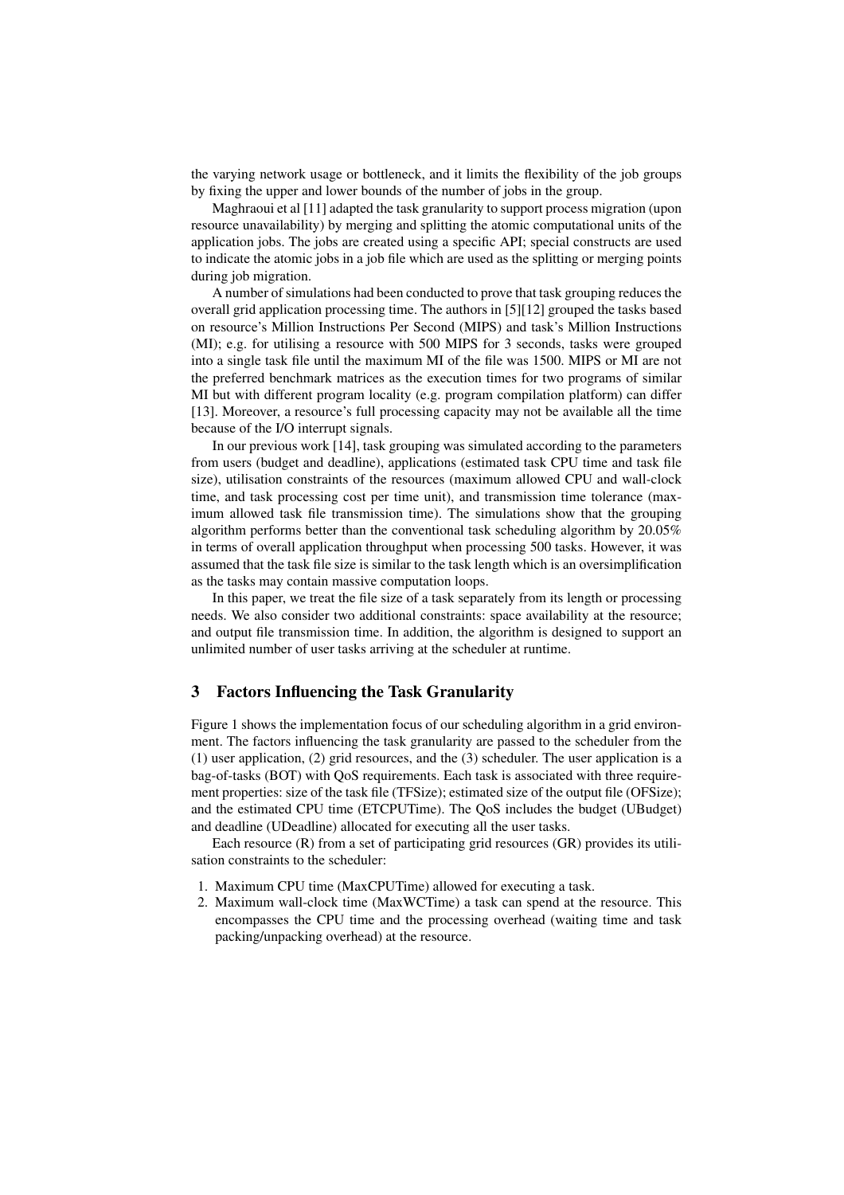the varying network usage or bottleneck, and it limits the flexibility of the job groups by fixing the upper and lower bounds of the number of jobs in the group.

Maghraoui et al [11] adapted the task granularity to support process migration (upon resource unavailability) by merging and splitting the atomic computational units of the application jobs. The jobs are created using a specific API; special constructs are used to indicate the atomic jobs in a job file which are used as the splitting or merging points during job migration.

A number of simulations had been conducted to prove that task grouping reduces the overall grid application processing time. The authors in [5][12] grouped the tasks based on resource's Million Instructions Per Second (MIPS) and task's Million Instructions (MI); e.g. for utilising a resource with 500 MIPS for 3 seconds, tasks were grouped into a single task file until the maximum MI of the file was 1500. MIPS or MI are not the preferred benchmark matrices as the execution times for two programs of similar MI but with different program locality (e.g. program compilation platform) can differ [13]. Moreover, a resource's full processing capacity may not be available all the time because of the I/O interrupt signals.

In our previous work [14], task grouping was simulated according to the parameters from users (budget and deadline), applications (estimated task CPU time and task file size), utilisation constraints of the resources (maximum allowed CPU and wall-clock time, and task processing cost per time unit), and transmission time tolerance (maximum allowed task file transmission time). The simulations show that the grouping algorithm performs better than the conventional task scheduling algorithm by 20.05% in terms of overall application throughput when processing 500 tasks. However, it was assumed that the task file size is similar to the task length which is an oversimplification as the tasks may contain massive computation loops.

In this paper, we treat the file size of a task separately from its length or processing needs. We also consider two additional constraints: space availability at the resource; and output file transmission time. In addition, the algorithm is designed to support an unlimited number of user tasks arriving at the scheduler at runtime.

## 3 Factors Influencing the Task Granularity

Figure 1 shows the implementation focus of our scheduling algorithm in a grid environment. The factors influencing the task granularity are passed to the scheduler from the (1) user application, (2) grid resources, and the (3) scheduler. The user application is a bag-of-tasks (BOT) with QoS requirements. Each task is associated with three requirement properties: size of the task file (TFSize); estimated size of the output file (OFSize); and the estimated CPU time (ETCPUTime). The QoS includes the budget (UBudget) and deadline (UDeadline) allocated for executing all the user tasks.

Each resource (R) from a set of participating grid resources (GR) provides its utilisation constraints to the scheduler:

1. Maximum CPU time (MaxCPUTime) allowed for executing a task.
2. Maximum wall-clock time (MaxWCTime) a task can spend at the resource. This encompasses the CPU time and the processing overhead (waiting time and task packing/unpacking overhead) at the resource.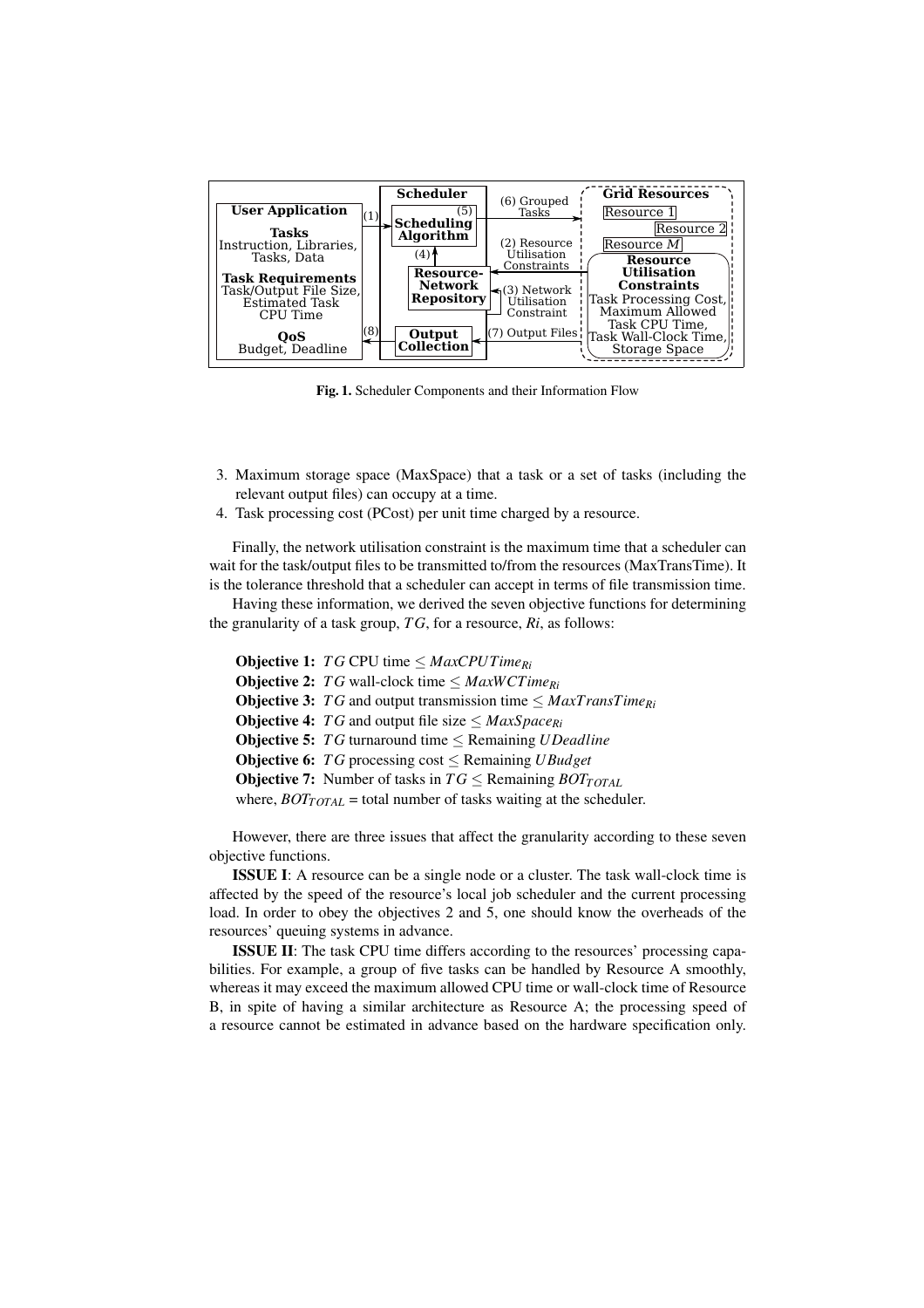Fig. 1. Scheduler Components and their Information Flow

3. Maximum storage space (MaxSpace) that a task or a set of tasks (including the relevant output files) can occupy at a time.
4. Task processing cost (PCost) per unit time charged by a resource.

Finally, the network utilisation constraint is the maximum time that a scheduler can wait for the task/output files to be transmitted to/from the resources (MaxTransTime). It is the tolerance threshold that a scheduler can accept in terms of file transmission time.

Having these information, we derived the seven objective functions for determining the granularity of a task group, $TG$, for a resource, $Ri$, as follows:

**Objective 1:** $TG$ CPU time $\leq MaxCPUTime_{Ri}$
**Objective 2:** $TG$ wall-clock time $\leq MaxWCTime_{Ri}$
**Objective 3:** $TG$ and output transmission time $\leq MaxTransTime_{Ri}$
**Objective 4:** $TG$ and output file size $\leq MaxSpace_{Ri}$
**Objective 5:** $TG$ turnaround time $\leq$ Remaining $UDeadline$
**Objective 6:** $TG$ processing cost $\leq$ Remaining $UBudget$
**Objective 7:** Number of tasks in $TG \leq$ Remaining $BOT_{TOTAL}$
where, $BOT_{TOTAL}$ = total number of tasks waiting at the scheduler.

However, there are three issues that affect the granularity according to these seven objective functions.

**ISSUE I**: A resource can be a single node or a cluster. The task wall-clock time is affected by the speed of the resource's local job scheduler and the current processing load. In order to obey the objectives 2 and 5, one should know the overheads of the resources' queuing systems in advance.

**ISSUE II**: The task CPU time differs according to the resources' processing capabilities. For example, a group of five tasks can be handled by Resource A smoothly, whereas it may exceed the maximum allowed CPU time or wall-clock time of Resource B, in spite of having a similar architecture as Resource A; the processing speed of a resource cannot be estimated in advance based on the hardware specification only.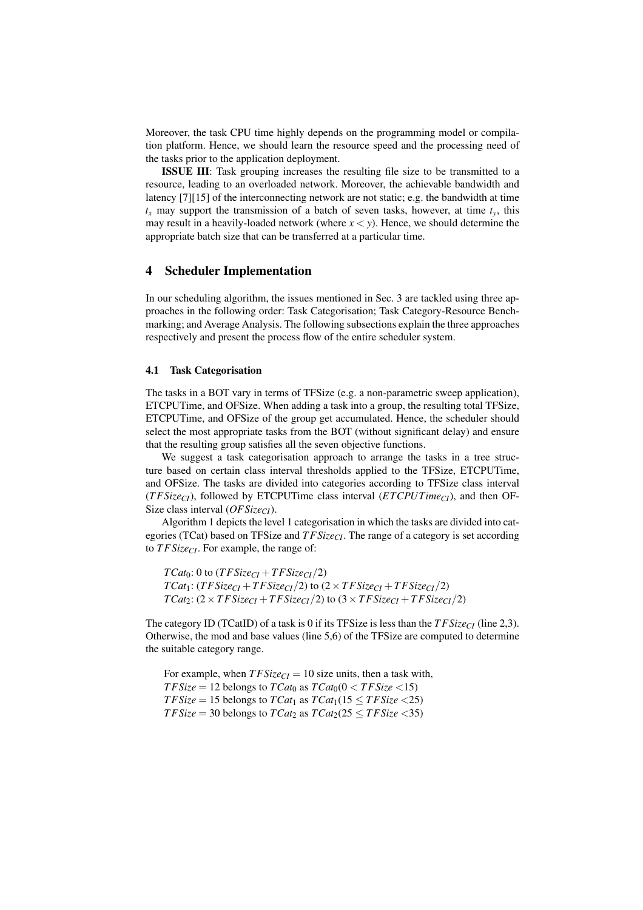Moreover, the task CPU time highly depends on the programming model or compilation platform. Hence, we should learn the resource speed and the processing need of the tasks prior to the application deployment.

**ISSUE III**: Task grouping increases the resulting file size to be transmitted to a resource, leading to an overloaded network. Moreover, the achievable bandwidth and latency [7][15] of the interconnecting network are not static; e.g. the bandwidth at time $t_x$ may support the transmission of a batch of seven tasks, however, at time $t_y$, this may result in a heavily-loaded network (where $x < y$). Hence, we should determine the appropriate batch size that can be transferred at a particular time.

## 4 Scheduler Implementation

In our scheduling algorithm, the issues mentioned in Sec. 3 are tackled using three approaches in the following order: Task Categorisation; Task Category-Resource Benchmarking; and Average Analysis. The following subsections explain the three approaches respectively and present the process flow of the entire scheduler system.

### 4.1 Task Categorisation

The tasks in a BOT vary in terms of TFSize (e.g. a non-parametric sweep application), ETCPUTime, and OFSize. When adding a task into a group, the resulting total TFSize, ETCPUTime, and OFSize of the group get accumulated. Hence, the scheduler should select the most appropriate tasks from the BOT (without significant delay) and ensure that the resulting group satisfies all the seven objective functions.

We suggest a task categorisation approach to arrange the tasks in a tree structure based on certain class interval thresholds applied to the TFSize, ETCPUTime, and OFSize. The tasks are divided into categories according to TFSize class interval ($TFSize_{CI}$), followed by ETCPUTime class interval ($ETCPUTime_{CI}$), and then OFSize class interval ($OFSize_{CI}$).

Algorithm 1 depicts the level 1 categorisation in which the tasks are divided into categories (TCat) based on TFSize and $TFSize_{CI}$. The range of a category is set according to $TFSize_{CI}$. For example, the range of:

$TCat_0$: 0 to $(TFSize_{CI} + TFSize_{CI}/2)$
$TCat_1$: $(TFSize_{CI} + TFSize_{CI}/2)$ to $(2 \times TFSize_{CI} + TFSize_{CI}/2)$
$TCat_2$: $(2 \times TFSize_{CI} + TFSize_{CI}/2)$ to $(3 \times TFSize_{CI} + TFSize_{CI}/2)$

The category ID (TCatID) of a task is 0 if its TFSize is less than the $TFSize_{CI}$ (line 2,3). Otherwise, the mod and base values (line 5,6) of the TFSize are computed to determine the suitable category range.

For example, when $TFSize_{CI} = 10$ size units, then a task with,
$TFSize = 12$ belongs to $TCat_0$ as $TCat_0(0 < TFSize < 15)$
$TFSize = 15$ belongs to $TCat_1$ as $TCat_1(15 \leq TFSize < 25)$
$TFSize = 30$ belongs to $TCat_2$ as $TCat_2(25 \leq TFSize < 35)$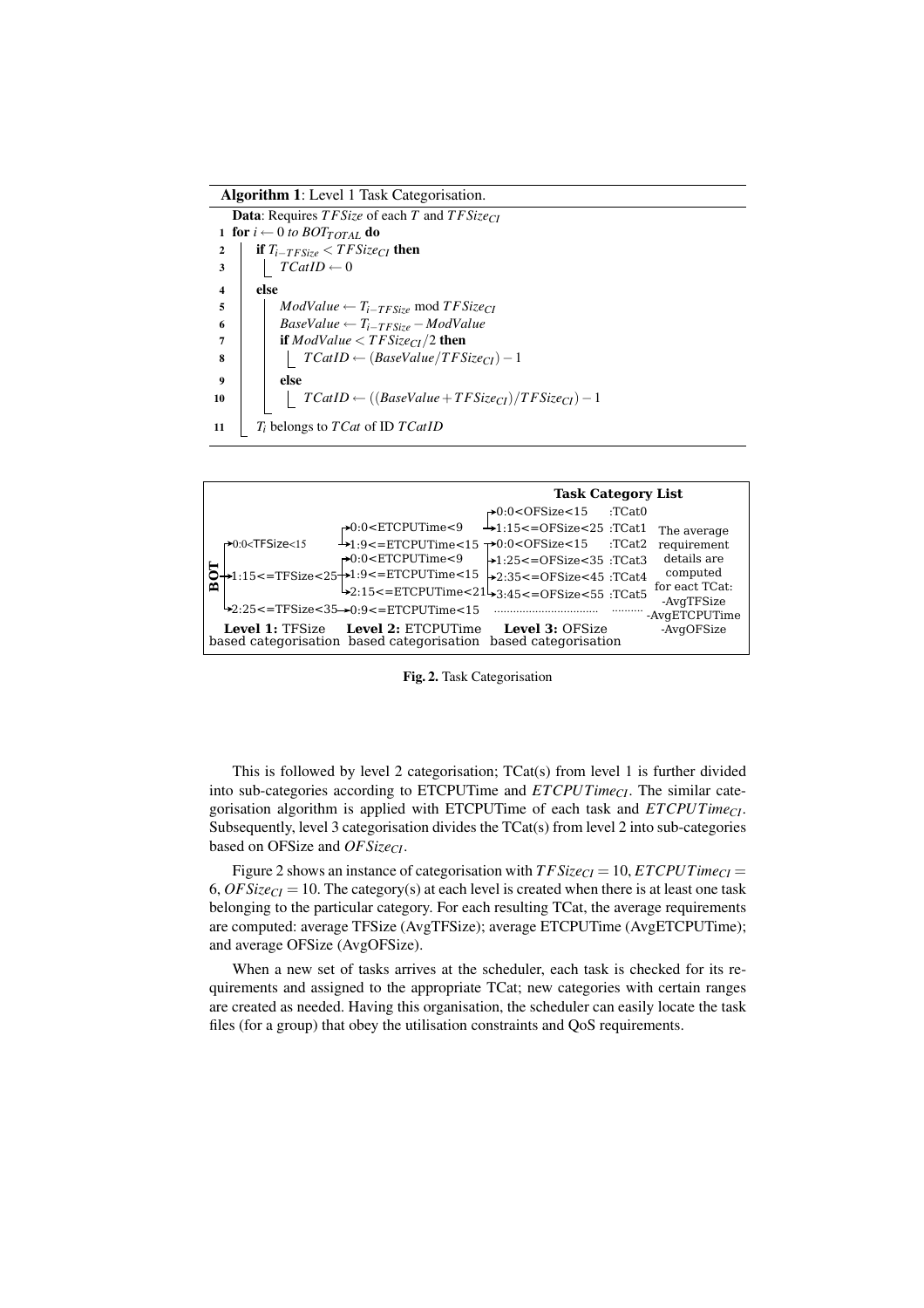**Algorithm 1**: Level 1 Task Categorisation.

**Data**: Requires $TFSize$ of each $T$ and $TFSize_{CI}$

```
1  for i ← 0 to BOT_TOTAL do
2      if T_{i−TFSize} < TFSize_CI then
3          TCatID ← 0
4      else
5          ModValue ← T_{i−TFSize} mod TFSize_CI
6          BaseValue ← T_{i−TFSize} − ModValue
7          if ModValue < TFSize_CI/2 then
8              TCatID ← (BaseValue/TFSize_CI) − 1
9          else
10             TCatID ← ((BaseValue + TFSize_CI)/TFSize_CI) − 1
11     T_i belongs to TCat of ID TCatID
```

**Task Category List**

BOT
- 0:0<TFSize<15
  - 0:0<ETCPUTime<9
    - 0:0<OFSize<15 :TCat0
    - 1:15<=OFSize<25 :TCat1
  - 1:9<=ETCPUTime<15
    - 0:0<OFSize<15 :TCat2
    - 1:25<=OFSize<35 :TCat3
    - 2:35<=OFSize<45 :TCat4
    - 3:45<=OFSize<55 :TCat5
- 1:15<=TFSize<25
  - 0:0<ETCPUTime<9
  - 1:9<=ETCPUTime<15
  - 2:15<=ETCPUTime<21
- 2:25<=TFSize<35
  - 0:9<=ETCPUTime<15

The average requirement details are computed for eact TCat: -AvgTFSize -AvgETCPUTime -AvgOFSize

**Level 1:** TFSize based categorisation | **Level 2:** ETCPUTime based categorisation | **Level 3:** OFSize based categorisation

**Fig. 2.** Task Categorisation

This is followed by level 2 categorisation; TCat(s) from level 1 is further divided into sub-categories according to ETCPUTime and $ETCPUTime_{CI}$. The similar categorisation algorithm is applied with ETCPUTime of each task and $ETCPUTime_{CI}$. Subsequently, level 3 categorisation divides the TCat(s) from level 2 into sub-categories based on OFSize and $OFSize_{CI}$.

Figure 2 shows an instance of categorisation with $TFSize_{CI} = 10, ETCPUTime_{CI} = 6, OFSize_{CI} = 10$. The category(s) at each level is created when there is at least one task belonging to the particular category. For each resulting TCat, the average requirements are computed: average TFSize (AvgTFSize); average ETCPUTime (AvgETCPUTime); and average OFSize (AvgOFSize).

When a new set of tasks arrives at the scheduler, each task is checked for its requirements and assigned to the appropriate TCat; new categories with certain ranges are created as needed. Having this organisation, the scheduler can easily locate the task files (for a group) that obey the utilisation constraints and QoS requirements.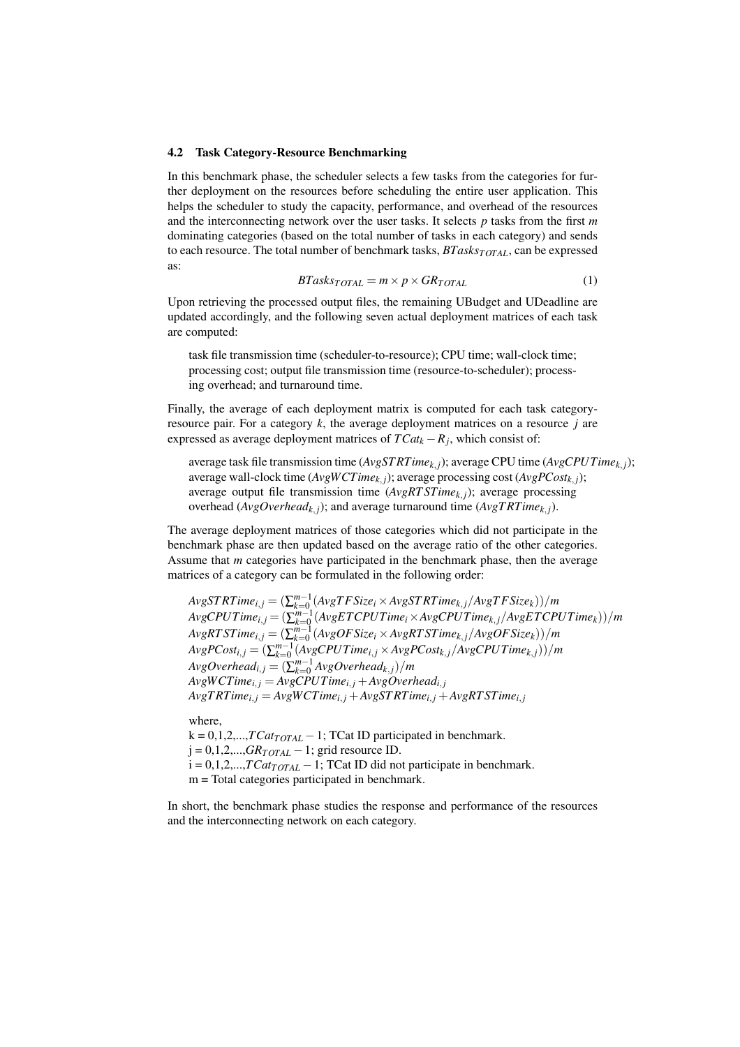### 4.2 Task Category-Resource Benchmarking

In this benchmark phase, the scheduler selects a few tasks from the categories for further deployment on the resources before scheduling the entire user application. This helps the scheduler to study the capacity, performance, and overhead of the resources and the interconnecting network over the user tasks. It selects $p$ tasks from the first $m$ dominating categories (based on the total number of tasks in each category) and sends to each resource. The total number of benchmark tasks, $BTasks_{TOTAL}$, can be expressed as:

$$BTasks_{TOTAL} = m \times p \times GR_{TOTAL} \tag{1}$$

Upon retrieving the processed output files, the remaining UBudget and UDeadline are updated accordingly, and the following seven actual deployment matrices of each task are computed:

> task file transmission time (scheduler-to-resource); CPU time; wall-clock time; processing cost; output file transmission time (resource-to-scheduler); processing overhead; and turnaround time.

Finally, the average of each deployment matrix is computed for each task category-resource pair. For a category $k$, the average deployment matrices on a resource $j$ are expressed as average deployment matrices of $TCat_k - R_j$, which consist of:

> average task file transmission time ($AvgSTRTime_{k,j}$); average CPU time ($AvgCPUTime_{k,j}$); average wall-clock time ($AvgWCTime_{k,j}$); average processing cost ($AvgPCost_{k,j}$); average output file transmission time ($AvgRTSTime_{k,j}$); average processing overhead ($AvgOverhead_{k,j}$); and average turnaround time ($AvgTRTime_{k,j}$).

The average deployment matrices of those categories which did not participate in the benchmark phase are then updated based on the average ratio of the other categories. Assume that $m$ categories have participated in the benchmark phase, then the average matrices of a category can be formulated in the following order:

$$AvgSTRTime_{i,j} = \left(\sum_{k=0}^{m-1}(AvgTFSize_i \times AvgSTRTime_{k,j}/AvgTFSize_k)\right)/m$$
$$AvgCPUTime_{i,j} = \left(\sum_{k=0}^{m-1}(AvgETCPUTime_i \times AvgCPUTime_{k,j}/AvgETCPUTime_k)\right)/m$$
$$AvgRTSTime_{i,j} = \left(\sum_{k=0}^{m-1}(AvgOFSize_i \times AvgRTSTime_{k,j}/AvgOFSize_k)\right)/m$$
$$AvgPCost_{i,j} = \left(\sum_{k=0}^{m-1}(AvgCPUTime_{i,j} \times AvgPCost_{k,j}/AvgCPUTime_{k,j})\right)/m$$
$$AvgOverhead_{i,j} = \left(\sum_{k=0}^{m-1} AvgOverhead_{k,j}\right)/m$$
$$AvgWCTime_{i,j} = AvgCPUTime_{i,j} + AvgOverhead_{i,j}$$
$$AvgTRTime_{i,j} = AvgWCTime_{i,j} + AvgSTRTime_{i,j} + AvgRTSTime_{i,j}$$

where,
k = 0,1,2,...,$TCat_{TOTAL} - 1$; TCat ID participated in benchmark.
j = 0,1,2,...,$GR_{TOTAL} - 1$; grid resource ID.
i = 0,1,2,...,$TCat_{TOTAL} - 1$; TCat ID did not participate in benchmark.
m = Total categories participated in benchmark.

In short, the benchmark phase studies the response and performance of the resources and the interconnecting network on each category.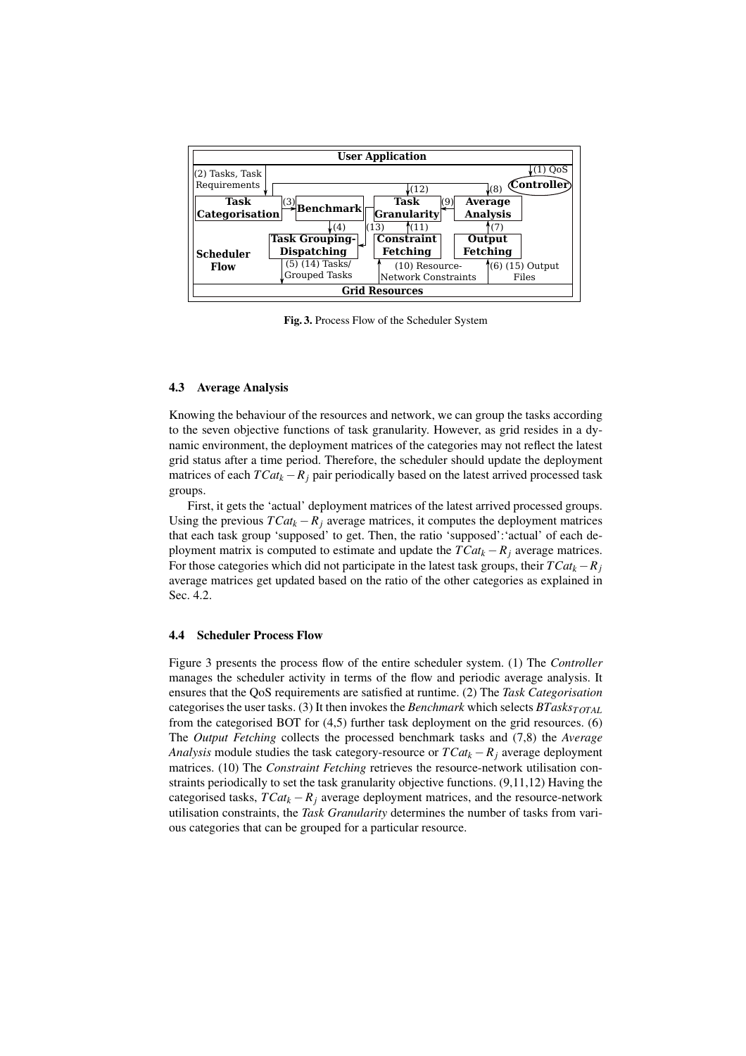Fig. 3. Process Flow of the Scheduler System

### 4.3 Average Analysis

Knowing the behaviour of the resources and network, we can group the tasks according to the seven objective functions of task granularity. However, as grid resides in a dynamic environment, the deployment matrices of the categories may not reflect the latest grid status after a time period. Therefore, the scheduler should update the deployment matrices of each $TCat_k - R_j$ pair periodically based on the latest arrived processed task groups.

First, it gets the 'actual' deployment matrices of the latest arrived processed groups. Using the previous $TCat_k - R_j$ average matrices, it computes the deployment matrices that each task group 'supposed' to get. Then, the ratio 'supposed':'actual' of each deployment matrix is computed to estimate and update the $TCat_k - R_j$ average matrices. For those categories which did not participate in the latest task groups, their $TCat_k - R_j$ average matrices get updated based on the ratio of the other categories as explained in Sec. 4.2.

### 4.4 Scheduler Process Flow

Figure 3 presents the process flow of the entire scheduler system. (1) The *Controller* manages the scheduler activity in terms of the flow and periodic average analysis. It ensures that the QoS requirements are satisfied at runtime. (2) The *Task Categorisation* categorises the user tasks. (3) It then invokes the *Benchmark* which selects $BTasks_{TOTAL}$ from the categorised BOT for (4,5) further task deployment on the grid resources. (6) The *Output Fetching* collects the processed benchmark tasks and (7,8) the *Average Analysis* module studies the task category-resource or $TCat_k - R_j$ average deployment matrices. (10) The *Constraint Fetching* retrieves the resource-network utilisation constraints periodically to set the task granularity objective functions. (9,11,12) Having the categorised tasks, $TCat_k - R_j$ average deployment matrices, and the resource-network utilisation constraints, the *Task Granularity* determines the number of tasks from various categories that can be grouped for a particular resource.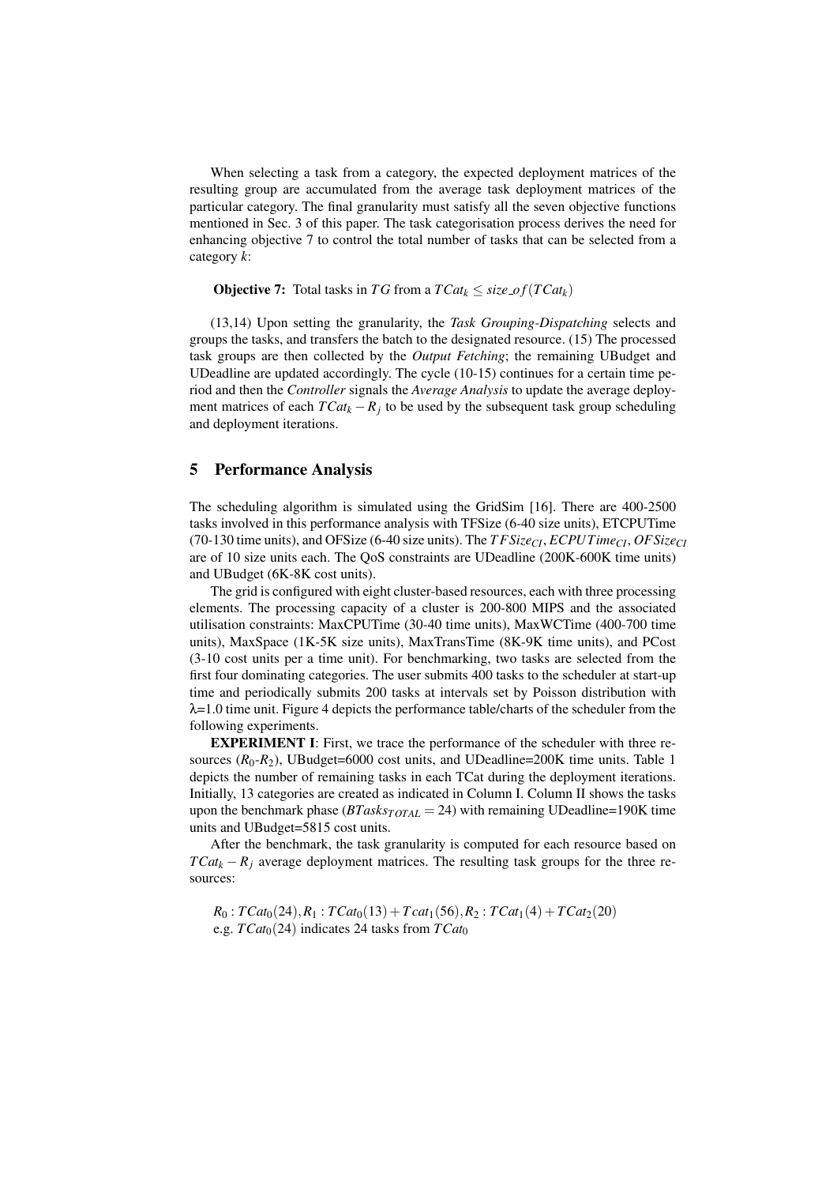When selecting a task from a category, the expected deployment matrices of the resulting group are accumulated from the average task deployment matrices of the particular category. The final granularity must satisfy all the seven objective functions mentioned in Sec. 3 of this paper. The task categorisation process derives the need for enhancing objective 7 to control the total number of tasks that can be selected from a category $k$:

**Objective 7:** Total tasks in $TG$ from a $TCat_k \leq size\_of(TCat_k)$

(13,14) Upon setting the granularity, the *Task Grouping-Dispatching* selects and groups the tasks, and transfers the batch to the designated resource. (15) The processed task groups are then collected by the *Output Fetching*; the remaining UBudget and UDeadline are updated accordingly. The cycle (10-15) continues for a certain time period and then the *Controller* signals the *Average Analysis* to update the average deployment matrices of each $TCat_k - R_j$ to be used by the subsequent task group scheduling and deployment iterations.

## 5 Performance Analysis

The scheduling algorithm is simulated using the GridSim [16]. There are 400-2500 tasks involved in this performance analysis with TFSize (6-40 size units), ETCPUTime (70-130 time units), and OFSize (6-40 size units). The $TFSize_{CI}$, $ECPUTime_{CI}$, $OFSize_{CI}$ are of 10 size units each. The QoS constraints are UDeadline (200K-600K time units) and UBudget (6K-8K cost units).

The grid is configured with eight cluster-based resources, each with three processing elements. The processing capacity of a cluster is 200-800 MIPS and the associated utilisation constraints: MaxCPUTime (30-40 time units), MaxWCTime (400-700 time units), MaxSpace (1K-5K size units), MaxTransTime (8K-9K time units), and PCost (3-10 cost units per a time unit). For benchmarking, two tasks are selected from the first four dominating categories. The user submits 400 tasks to the scheduler at start-up time and periodically submits 200 tasks at intervals set by Poisson distribution with $\lambda$=1.0 time unit. Figure 4 depicts the performance table/charts of the scheduler from the following experiments.

**EXPERIMENT I**: First, we trace the performance of the scheduler with three resources ($R_0$-$R_2$), UBudget=6000 cost units, and UDeadline=200K time units. Table 1 depicts the number of remaining tasks in each TCat during the deployment iterations. Initially, 13 categories are created as indicated in Column I. Column II shows the tasks upon the benchmark phase ($BTasks_{TOTAL} = 24$) with remaining UDeadline=190K time units and UBudget=5815 cost units.

After the benchmark, the task granularity is computed for each resource based on $TCat_k - R_j$ average deployment matrices. The resulting task groups for the three resources:

$R_0 : TCat_0(24), R_1 : TCat_0(13) + Tcat_1(56), R_2 : TCat_1(4) + TCat_2(20)$
e.g. $TCat_0(24)$ indicates 24 tasks from $TCat_0$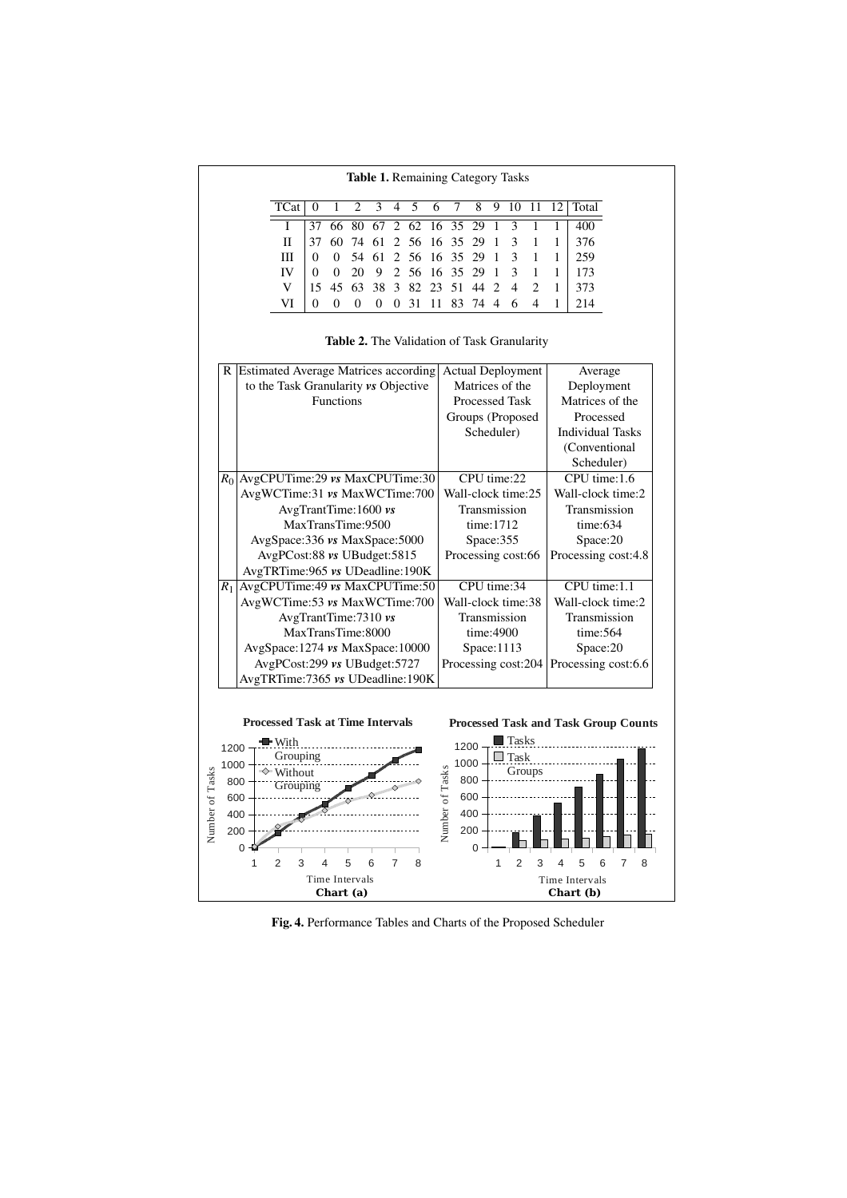**Table 1.** Remaining Category Tasks

| TCat | 0 | 1 | 2 | 3 | 4 | 5 | 6 | 7 | 8 | 9 | 10 | 11 | 12 | Total |
|---|---|---|---|---|---|---|---|---|---|---|---|---|---|---|
| I | 37 | 66 | 80 | 67 | 2 | 62 | 16 | 35 | 29 | 1 | 3 | 1 | 1 | 400 |
| II | 37 | 60 | 74 | 61 | 2 | 56 | 16 | 35 | 29 | 1 | 3 | 1 | 1 | 376 |
| III | 0 | 0 | 54 | 61 | 2 | 56 | 16 | 35 | 29 | 1 | 3 | 1 | 1 | 259 |
| IV | 0 | 0 | 20 | 9 | 2 | 56 | 16 | 35 | 29 | 1 | 3 | 1 | 1 | 173 |
| V | 15 | 45 | 63 | 38 | 3 | 82 | 23 | 51 | 44 | 2 | 4 | 2 | 1 | 373 |
| VI | 0 | 0 | 0 | 0 | 0 | 31 | 11 | 83 | 74 | 4 | 6 | 4 | 1 | 214 |

**Table 2.** The Validation of Task Granularity

| R | Estimated Average Matrices according to the Task Granularity *vs* Objective Functions | Actual Deployment Matrices of the Processed Task Groups (Proposed Scheduler) | Average Deployment Matrices of the Processed Individual Tasks (Conventional Scheduler) |
|---|---|---|---|
| $R_0$ | AvgCPUTime:29 *vs* MaxCPUTime:30<br>AvgWCTime:31 *vs* MaxWCTime:700<br>AvgTrantTime:1600 *vs* MaxTransTime:9500<br>AvgSpace:336 *vs* MaxSpace:5000<br>AvgPCost:88 *vs* UBudget:5815<br>AvgTRTime:965 *vs* UDeadline:190K | CPU time:22<br>Wall-clock time:25<br>Transmission time:1712<br>Space:355<br>Processing cost:66 | CPU time:1.6<br>Wall-clock time:2<br>Transmission time:634<br>Space:20<br>Processing cost:4.8 |
| $R_1$ | AvgCPUTime:49 *vs* MaxCPUTime:50<br>AvgWCTime:53 *vs* MaxWCTime:700<br>AvgTrantTime:7310 *vs* MaxTransTime:8000<br>AvgSpace:1274 *vs* MaxSpace:10000<br>AvgPCost:299 *vs* UBudget:5727<br>AvgTRTime:7365 *vs* UDeadline:190K | CPU time:34<br>Wall-clock time:38<br>Transmission time:4900<br>Space:1113<br>Processing cost:204 | CPU time:1.1<br>Wall-clock time:2<br>Transmission time:564<br>Space:20<br>Processing cost:6.6 |

**Processed Task at Time Intervals**

Chart (a)

**Processed Task and Task Group Counts**

Chart (b)

**Fig. 4.** Performance Tables and Charts of the Proposed Scheduler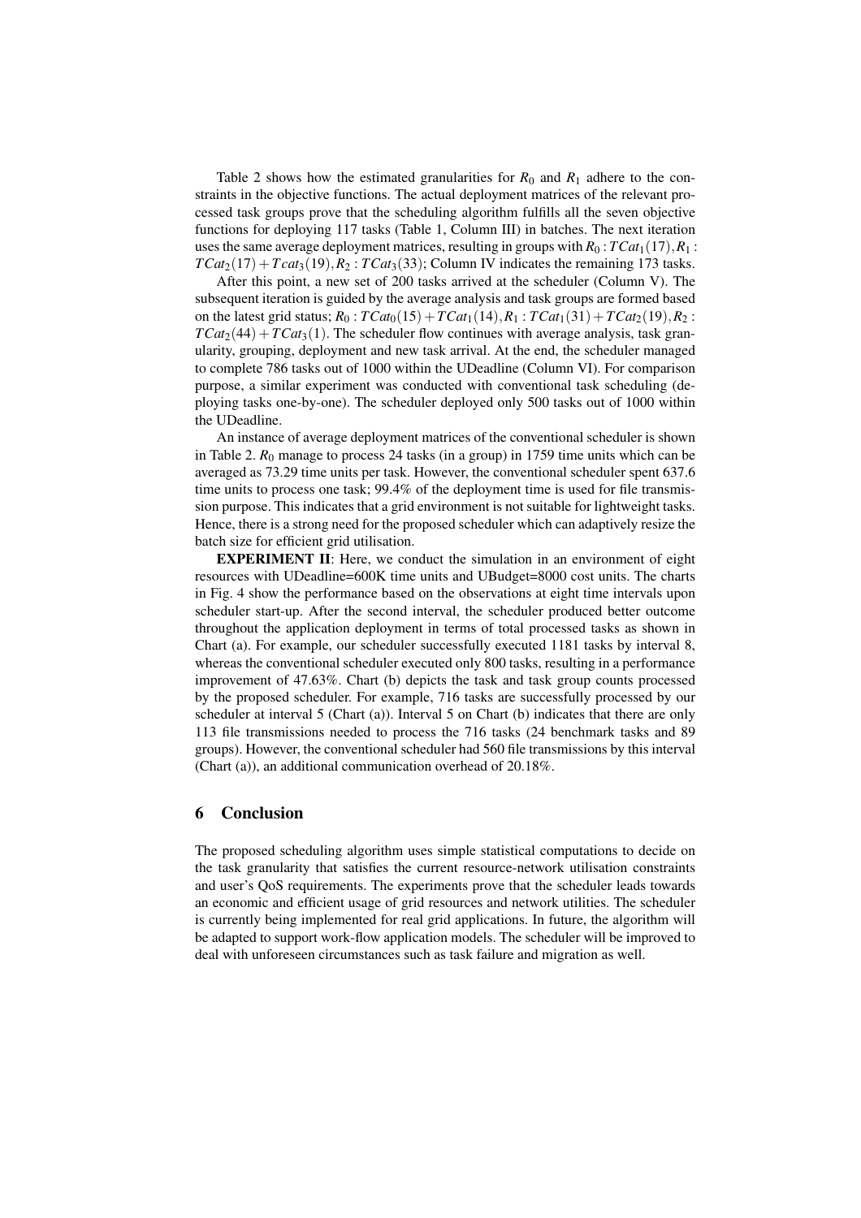Table 2 shows how the estimated granularities for $R_0$ and $R_1$ adhere to the constraints in the objective functions. The actual deployment matrices of the relevant processed task groups prove that the scheduling algorithm fulfills all the seven objective functions for deploying 117 tasks (Table 1, Column III) in batches. The next iteration uses the same average deployment matrices, resulting in groups with $R_0 : TCat_1(17), R_1 : TCat_2(17) + Tcat_3(19), R_2 : TCat_3(33)$; Column IV indicates the remaining 173 tasks.

After this point, a new set of 200 tasks arrived at the scheduler (Column V). The subsequent iteration is guided by the average analysis and task groups are formed based on the latest grid status; $R_0 : TCat_0(15) + TCat_1(14), R_1 : TCat_1(31) + TCat_2(19), R_2 : TCat_2(44) + TCat_3(1)$. The scheduler flow continues with average analysis, task granularity, grouping, deployment and new task arrival. At the end, the scheduler managed to complete 786 tasks out of 1000 within the UDeadline (Column VI). For comparison purpose, a similar experiment was conducted with conventional task scheduling (deploying tasks one-by-one). The scheduler deployed only 500 tasks out of 1000 within the UDeadline.

An instance of average deployment matrices of the conventional scheduler is shown in Table 2. $R_0$ manage to process 24 tasks (in a group) in 1759 time units which can be averaged as 73.29 time units per task. However, the conventional scheduler spent 637.6 time units to process one task; 99.4% of the deployment time is used for file transmission purpose. This indicates that a grid environment is not suitable for lightweight tasks. Hence, there is a strong need for the proposed scheduler which can adaptively resize the batch size for efficient grid utilisation.

**EXPERIMENT II**: Here, we conduct the simulation in an environment of eight resources with UDeadline=600K time units and UBudget=8000 cost units. The charts in Fig. 4 show the performance based on the observations at eight time intervals upon scheduler start-up. After the second interval, the scheduler produced better outcome throughout the application deployment in terms of total processed tasks as shown in Chart (a). For example, our scheduler successfully executed 1181 tasks by interval 8, whereas the conventional scheduler executed only 800 tasks, resulting in a performance improvement of 47.63%. Chart (b) depicts the task and task group counts processed by the proposed scheduler. For example, 716 tasks are successfully processed by our scheduler at interval 5 (Chart (a)). Interval 5 on Chart (b) indicates that there are only 113 file transmissions needed to process the 716 tasks (24 benchmark tasks and 89 groups). However, the conventional scheduler had 560 file transmissions by this interval (Chart (a)), an additional communication overhead of 20.18%.

## 6 Conclusion

The proposed scheduling algorithm uses simple statistical computations to decide on the task granularity that satisfies the current resource-network utilisation constraints and user's QoS requirements. The experiments prove that the scheduler leads towards an economic and efficient usage of grid resources and network utilities. The scheduler is currently being implemented for real grid applications. In future, the algorithm will be adapted to support work-flow application models. The scheduler will be improved to deal with unforeseen circumstances such as task failure and migration as well.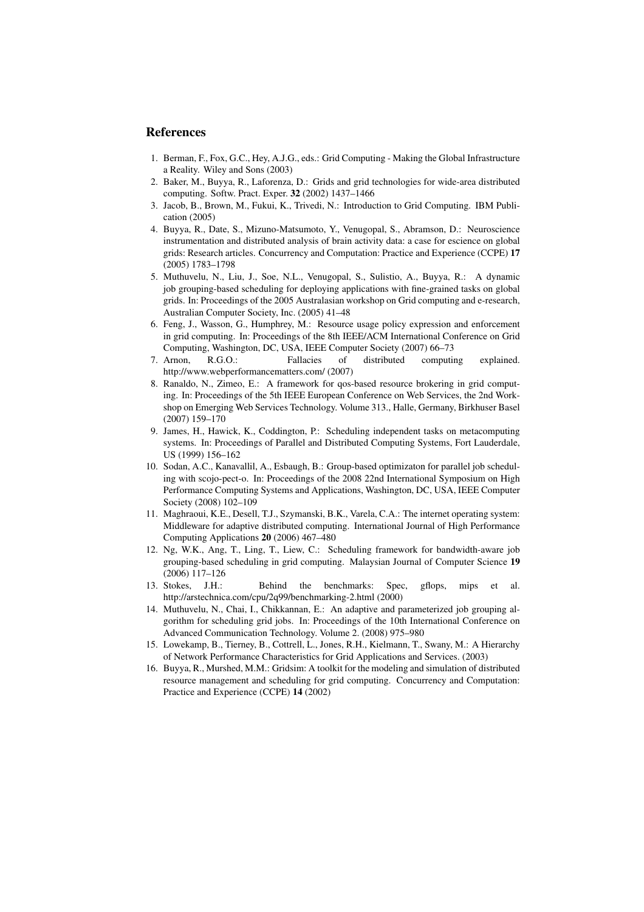## References

1. Berman, F., Fox, G.C., Hey, A.J.G., eds.: Grid Computing - Making the Global Infrastructure a Reality. Wiley and Sons (2003)
2. Baker, M., Buyya, R., Laforenza, D.: Grids and grid technologies for wide-area distributed computing. Softw. Pract. Exper. **32** (2002) 1437–1466
3. Jacob, B., Brown, M., Fukui, K., Trivedi, N.: Introduction to Grid Computing. IBM Publication (2005)
4. Buyya, R., Date, S., Mizuno-Matsumoto, Y., Venugopal, S., Abramson, D.: Neuroscience instrumentation and distributed analysis of brain activity data: a case for escience on global grids: Research articles. Concurrency and Computation: Practice and Experience (CCPE) **17** (2005) 1783–1798
5. Muthuvelu, N., Liu, J., Soe, N.L., Venugopal, S., Sulistio, A., Buyya, R.: A dynamic job grouping-based scheduling for deploying applications with fine-grained tasks on global grids. In: Proceedings of the 2005 Australasian workshop on Grid computing and e-research, Australian Computer Society, Inc. (2005) 41–48
6. Feng, J., Wasson, G., Humphrey, M.: Resource usage policy expression and enforcement in grid computing. In: Proceedings of the 8th IEEE/ACM International Conference on Grid Computing, Washington, DC, USA, IEEE Computer Society (2007) 66–73
7. Arnon, R.G.O.: Fallacies of distributed computing explained. http://www.webperformancematters.com/ (2007)
8. Ranaldo, N., Zimeo, E.: A framework for qos-based resource brokering in grid computing. In: Proceedings of the 5th IEEE European Conference on Web Services, the 2nd Workshop on Emerging Web Services Technology. Volume 313., Halle, Germany, Birkhuser Basel (2007) 159–170
9. James, H., Hawick, K., Coddington, P.: Scheduling independent tasks on metacomputing systems. In: Proceedings of Parallel and Distributed Computing Systems, Fort Lauderdale, US (1999) 156–162
10. Sodan, A.C., Kanavallil, A., Esbaugh, B.: Group-based optimizaton for parallel job scheduling with scojo-pect-o. In: Proceedings of the 2008 22nd International Symposium on High Performance Computing Systems and Applications, Washington, DC, USA, IEEE Computer Society (2008) 102–109
11. Maghraoui, K.E., Desell, T.J., Szymanski, B.K., Varela, C.A.: The internet operating system: Middleware for adaptive distributed computing. International Journal of High Performance Computing Applications **20** (2006) 467–480
12. Ng, W.K., Ang, T., Ling, T., Liew, C.: Scheduling framework for bandwidth-aware job grouping-based scheduling in grid computing. Malaysian Journal of Computer Science **19** (2006) 117–126
13. Stokes, J.H.: Behind the benchmarks: Spec, gflops, mips et al. http://arstechnica.com/cpu/2q99/benchmarking-2.html (2000)
14. Muthuvelu, N., Chai, I., Chikkannan, E.: An adaptive and parameterized job grouping algorithm for scheduling grid jobs. In: Proceedings of the 10th International Conference on Advanced Communication Technology. Volume 2. (2008) 975–980
15. Lowekamp, B., Tierney, B., Cottrell, L., Jones, R.H., Kielmann, T., Swany, M.: A Hierarchy of Network Performance Characteristics for Grid Applications and Services. (2003)
16. Buyya, R., Murshed, M.M.: Gridsim: A toolkit for the modeling and simulation of distributed resource management and scheduling for grid computing. Concurrency and Computation: Practice and Experience (CCPE) **14** (2002)